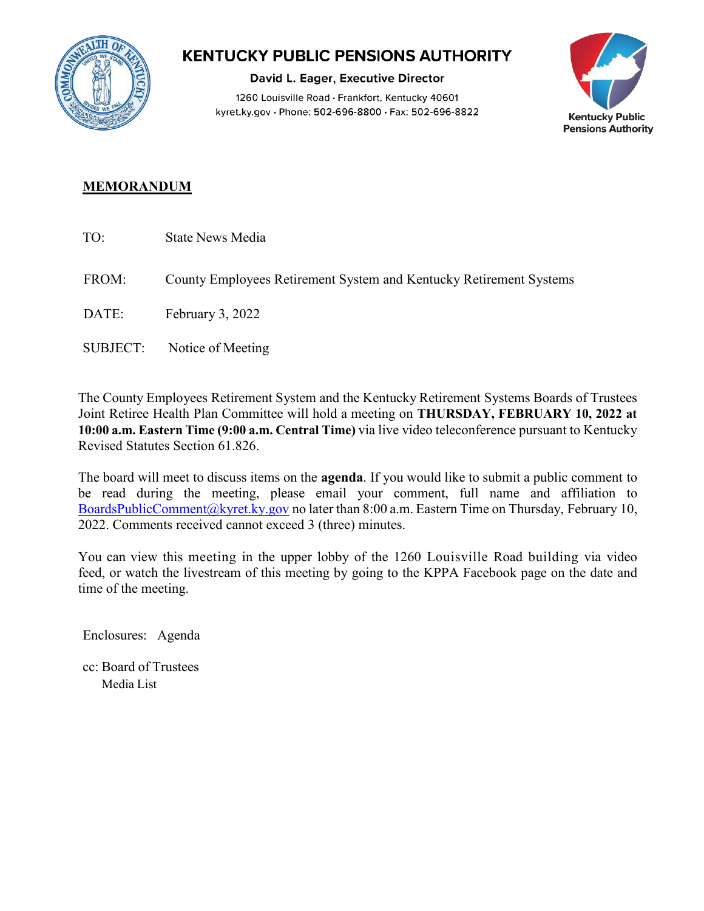# KENTUCKY PUBLIC PENSIONS AUTHORITY

**David L. Eager, Executive Director**

1260 Louisville Road • Frankfort, Kentucky 40601
kyret.ky.gov • Phone: 502-696-8800 • Fax: 502-696-8822

Kentucky Public Pensions Authority

## MEMORANDUM

TO: State News Media

FROM: County Employees Retirement System and Kentucky Retirement Systems

DATE: February 3, 2022

SUBJECT: Notice of Meeting

The County Employees Retirement System and the Kentucky Retirement Systems Boards of Trustees Joint Retiree Health Plan Committee will hold a meeting on **THURSDAY, FEBRUARY 10, 2022 at 10:00 a.m. Eastern Time (9:00 a.m. Central Time)** via live video teleconference pursuant to Kentucky Revised Statutes Section 61.826.

The board will meet to discuss items on the **agenda**. If you would like to submit a public comment to be read during the meeting, please email your comment, full name and affiliation to BoardsPublicComment@kyret.ky.gov no later than 8:00 a.m. Eastern Time on Thursday, February 10, 2022. Comments received cannot exceed 3 (three) minutes.

You can view this meeting in the upper lobby of the 1260 Louisville Road building via video feed, or watch the livestream of this meeting by going to the KPPA Facebook page on the date and time of the meeting.

Enclosures: Agenda

cc: Board of Trustees
Media List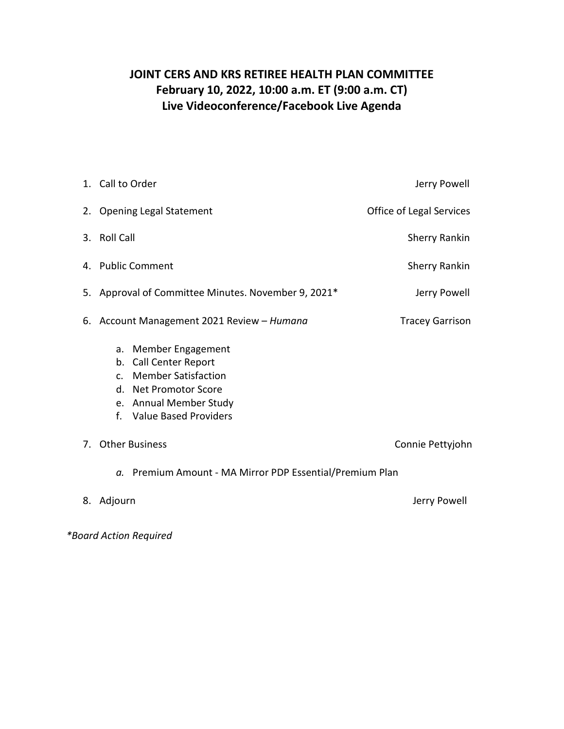# JOINT CERS AND KRS RETIREE HEALTH PLAN COMMITTEE
# February 10, 2022, 10:00 a.m. ET (9:00 a.m. CT)
# Live Videoconference/Facebook Live Agenda

| | |
|---|---|
| 1. Call to Order | Jerry Powell |
| 2. Opening Legal Statement | Office of Legal Services |
| 3. Roll Call | Sherry Rankin |
| 4. Public Comment | Sherry Rankin |
| 5. Approval of Committee Minutes. November 9, 2021* | Jerry Powell |
| 6. Account Management 2021 Review – *Humana* | Tracey Garrison |
| a. Member Engagement<br>b. Call Center Report<br>c. Member Satisfaction<br>d. Net Promotor Score<br>e. Annual Member Study<br>f. Value Based Providers | |
| 7. Other Business | Connie Pettyjohn |
| *a.* Premium Amount - MA Mirror PDP Essential/Premium Plan | |
| 8. Adjourn | Jerry Powell |

*\*Board Action Required*